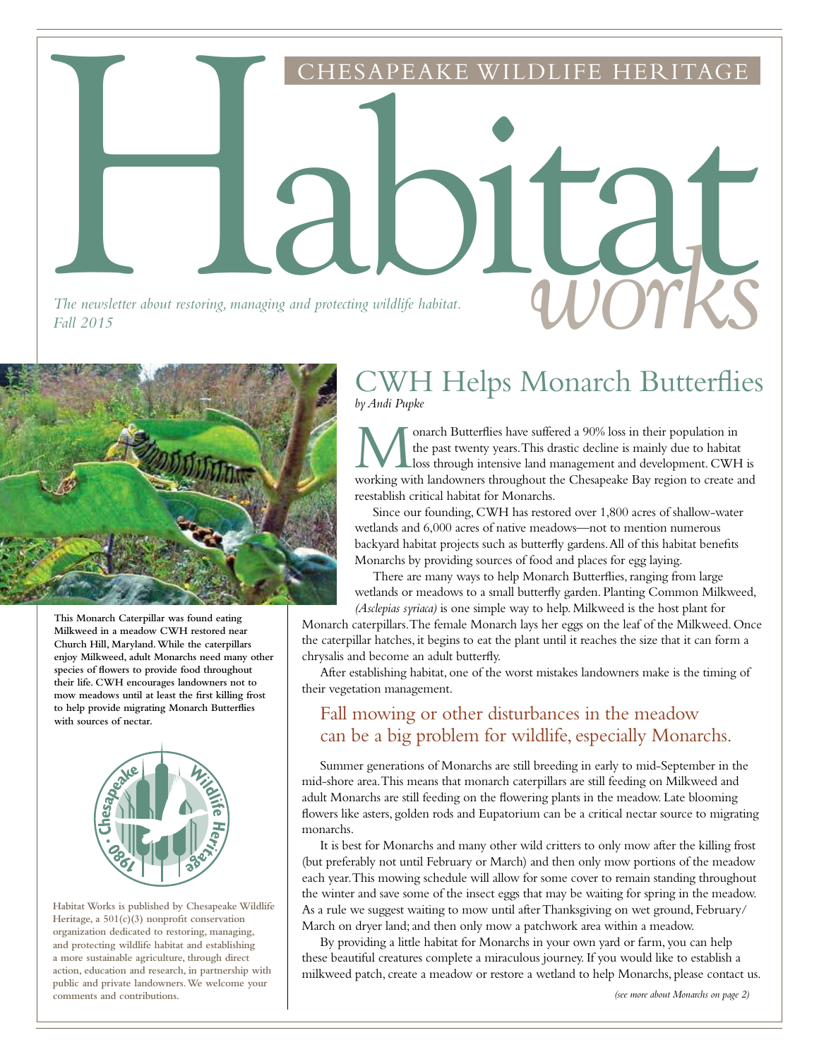CHESAPEAKE WILDLIFE HERITAGE

# Habitat *works*

*The newsletter about restoring, managing and protecting wildlife habitat.*
*Fall 2015*

**This Monarch Caterpillar was found eating Milkweed in a meadow CWH restored near Church Hill, Maryland. While the caterpillars enjoy Milkweed, adult Monarchs need many other species of flowers to provide food throughout their life. CWH encourages landowners not to mow meadows until at least the first killing frost to help provide migrating Monarch Butterflies with sources of nectar.**

**Habitat Works is published by Chesapeake Wildlife Heritage, a 501(c)(3) nonprofit conservation organization dedicated to restoring, managing, and protecting wildlife habitat and establishing a more sustainable agriculture, through direct action, education and research, in partnership with public and private landowners. We welcome your comments and contributions.**

## CWH Helps Monarch Butterflies

*by Andi Pupke*

Monarch Butterflies have suffered a 90% loss in their population in the past twenty years. This drastic decline is mainly due to habitat loss through intensive land management and development. CWH is working with landowners throughout the Chesapeake Bay region to create and reestablish critical habitat for Monarchs.

Since our founding, CWH has restored over 1,800 acres of shallow-water wetlands and 6,000 acres of native meadows—not to mention numerous backyard habitat projects such as butterfly gardens. All of this habitat benefits Monarchs by providing sources of food and places for egg laying.

There are many ways to help Monarch Butterflies, ranging from large wetlands or meadows to a small butterfly garden. Planting Common Milkweed, *(Asclepias syriaca)* is one simple way to help. Milkweed is the host plant for Monarch caterpillars. The female Monarch lays her eggs on the leaf of the Milkweed. Once the caterpillar hatches, it begins to eat the plant until it reaches the size that it can form a chrysalis and become an adult butterfly.

After establishing habitat, one of the worst mistakes landowners make is the timing of their vegetation management.

### Fall mowing or other disturbances in the meadow can be a big problem for wildlife, especially Monarchs.

Summer generations of Monarchs are still breeding in early to mid-September in the mid-shore area. This means that monarch caterpillars are still feeding on Milkweed and adult Monarchs are still feeding on the flowering plants in the meadow. Late blooming flowers like asters, golden rods and Eupatorium can be a critical nectar source to migrating monarchs.

It is best for Monarchs and many other wild critters to only mow after the killing frost (but preferably not until February or March) and then only mow portions of the meadow each year. This mowing schedule will allow for some cover to remain standing throughout the winter and save some of the insect eggs that may be waiting for spring in the meadow. As a rule we suggest waiting to mow until after Thanksgiving on wet ground, February/March on dryer land; and then only mow a patchwork area within a meadow.

By providing a little habitat for Monarchs in your own yard or farm, you can help these beautiful creatures complete a miraculous journey. If you would like to establish a milkweed patch, create a meadow or restore a wetland to help Monarchs, please contact us.

*(see more about Monarchs on page 2)*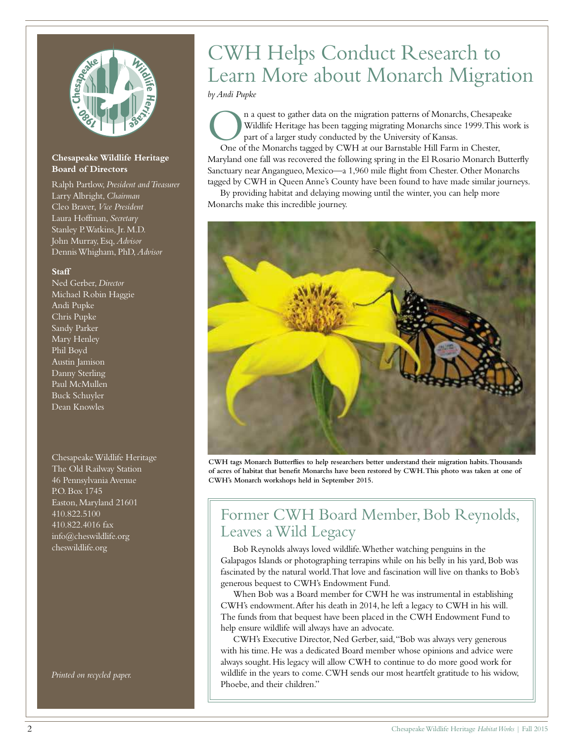# CWH Helps Conduct Research to Learn More about Monarch Migration

*by Andi Pupke*

On a quest to gather data on the migration patterns of Monarchs, Chesapeake Wildlife Heritage has been tagging migrating Monarchs since 1999. This work is part of a larger study conducted by the University of Kansas.

One of the Monarchs tagged by CWH at our Barnstable Hill Farm in Chester, Maryland one fall was recovered the following spring in the El Rosario Monarch Butterfly Sanctuary near Angangueo, Mexico—a 1,960 mile flight from Chester. Other Monarchs tagged by CWH in Queen Anne's County have been found to have made similar journeys.

By providing habitat and delaying mowing until the winter, you can help more Monarchs make this incredible journey.

**CWH tags Monarch Butterflies to help researchers better understand their migration habits. Thousands of acres of habitat that benefit Monarchs have been restored by CWH. This photo was taken at one of CWH's Monarch workshops held in September 2015.**

## Former CWH Board Member, Bob Reynolds, Leaves a Wild Legacy

Bob Reynolds always loved wildlife. Whether watching penguins in the Galapagos Islands or photographing terrapins while on his belly in his yard, Bob was fascinated by the natural world. That love and fascination will live on thanks to Bob's generous bequest to CWH's Endowment Fund.

When Bob was a Board member for CWH he was instrumental in establishing CWH's endowment. After his death in 2014, he left a legacy to CWH in his will. The funds from that bequest have been placed in the CWH Endowment Fund to help ensure wildlife will always have an advocate.

CWH's Executive Director, Ned Gerber, said, "Bob was always very generous with his time. He was a dedicated Board member whose opinions and advice were always sought. His legacy will allow CWH to continue to do more good work for wildlife in the years to come. CWH sends our most heartfelt gratitude to his widow, Phoebe, and their children."

---

**Chesapeake Wildlife Heritage Board of Directors**

Ralph Partlow, *President and Treasurer*
Larry Albright, *Chairman*
Cleo Braver, *Vice President*
Laura Hoffman, *Secretary*
Stanley P. Watkins, Jr. M.D.
John Murray, Esq, *Advisor*
Dennis Whigham, PhD, *Advisor*

**Staff**

Ned Gerber, *Director*
Michael Robin Haggie
Andi Pupke
Chris Pupke
Sandy Parker
Mary Henley
Phil Boyd
Austin Jamison
Danny Sterling
Paul McMullen
Buck Schuyler
Dean Knowles

Chesapeake Wildlife Heritage
The Old Railway Station
46 Pennsylvania Avenue
P.O. Box 1745
Easton, Maryland 21601
410.822.5100
410.822.4016 fax
info@cheswildlife.org
cheswildlife.org

*Printed on recycled paper.*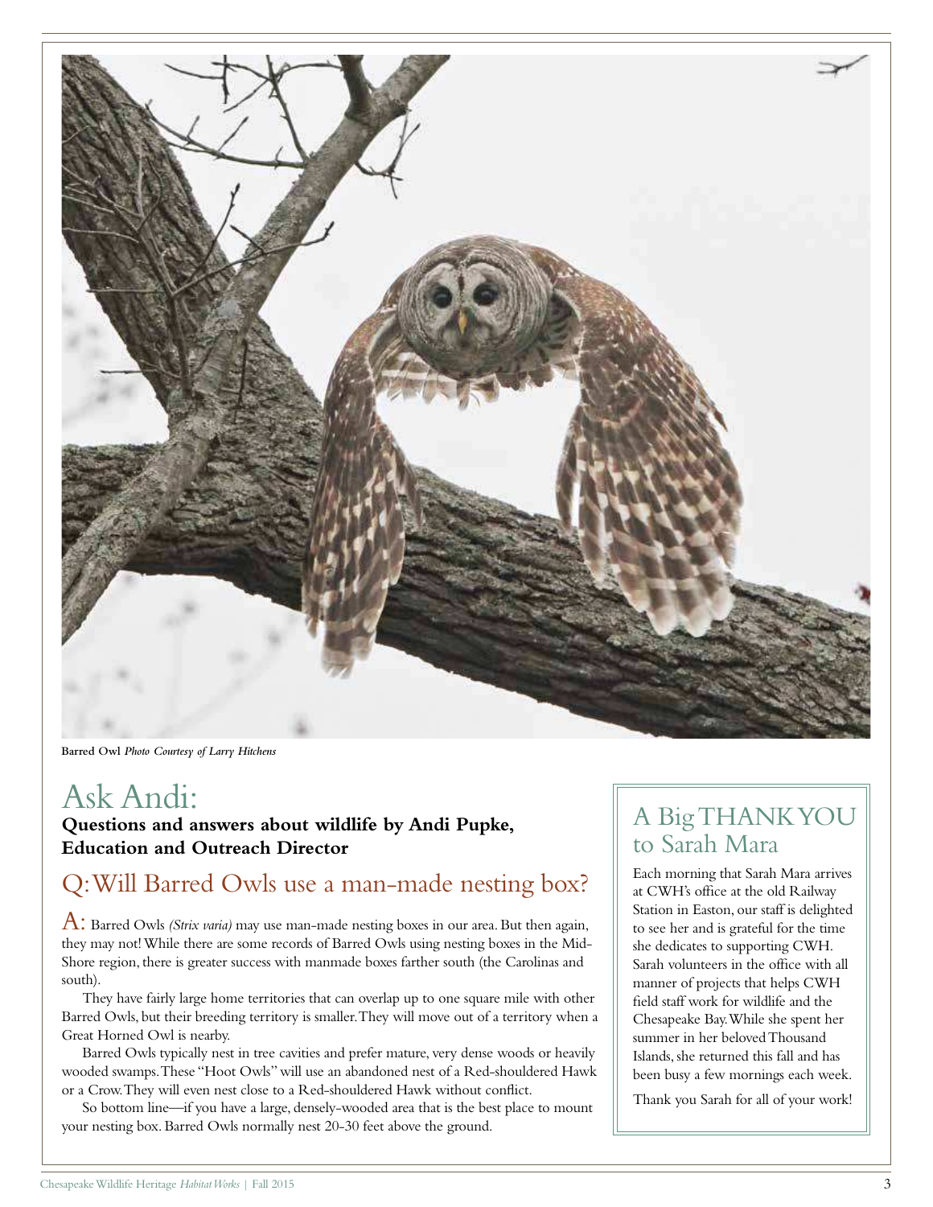Barred Owl *Photo Courtesy of Larry Hitchens*

# Ask Andi:

**Questions and answers about wildlife by Andi Pupke, Education and Outreach Director**

## Q: Will Barred Owls use a man-made nesting box?

A: Barred Owls *(Strix varia)* may use man-made nesting boxes in our area. But then again, they may not! While there are some records of Barred Owls using nesting boxes in the Mid-Shore region, there is greater success with manmade boxes farther south (the Carolinas and south).

They have fairly large home territories that can overlap up to one square mile with other Barred Owls, but their breeding territory is smaller. They will move out of a territory when a Great Horned Owl is nearby.

Barred Owls typically nest in tree cavities and prefer mature, very dense woods or heavily wooded swamps. These "Hoot Owls" will use an abandoned nest of a Red-shouldered Hawk or a Crow. They will even nest close to a Red-shouldered Hawk without conflict.

So bottom line—if you have a large, densely-wooded area that is the best place to mount your nesting box. Barred Owls normally nest 20-30 feet above the ground.

## A Big THANK YOU to Sarah Mara

Each morning that Sarah Mara arrives at CWH's office at the old Railway Station in Easton, our staff is delighted to see her and is grateful for the time she dedicates to supporting CWH. Sarah volunteers in the office with all manner of projects that helps CWH field staff work for wildlife and the Chesapeake Bay. While she spent her summer in her beloved Thousand Islands, she returned this fall and has been busy a few mornings each week.

Thank you Sarah for all of your work!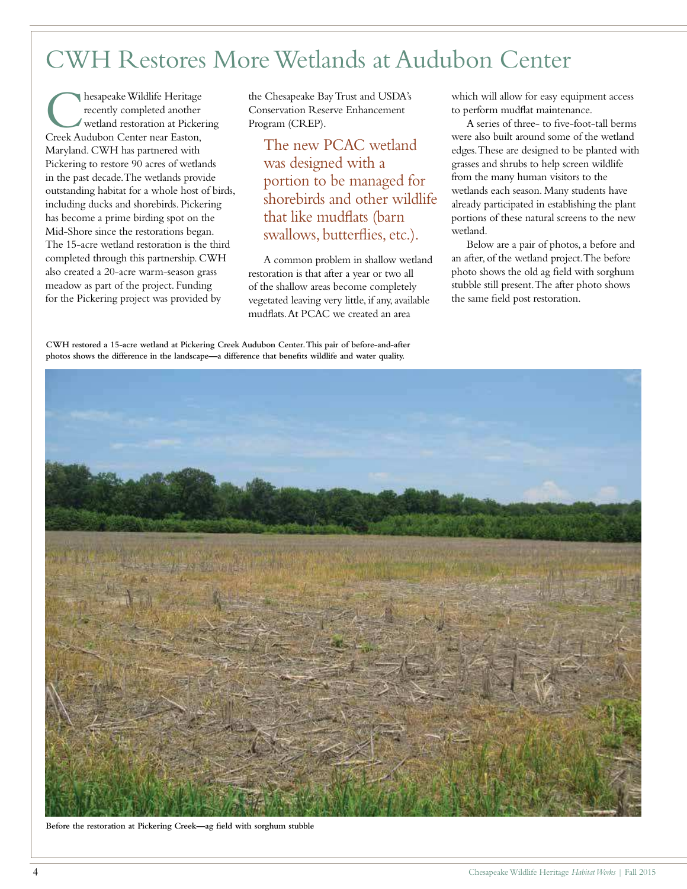# CWH Restores More Wetlands at Audubon Center

Chesapeake Wildlife Heritage recently completed another wetland restoration at Pickering Creek Audubon Center near Easton, Maryland. CWH has partnered with Pickering to restore 90 acres of wetlands in the past decade. The wetlands provide outstanding habitat for a whole host of birds, including ducks and shorebirds. Pickering has become a prime birding spot on the Mid-Shore since the restorations began. The 15-acre wetland restoration is the third completed through this partnership. CWH also created a 20-acre warm-season grass meadow as part of the project. Funding for the Pickering project was provided by the Chesapeake Bay Trust and USDA's Conservation Reserve Enhancement Program (CREP).

> The new PCAC wetland was designed with a portion to be managed for shorebirds and other wildlife that like mudflats (barn swallows, butterflies, etc.).

A common problem in shallow wetland restoration is that after a year or two all of the shallow areas become completely vegetated leaving very little, if any, available mudflats. At PCAC we created an area which will allow for easy equipment access to perform mudflat maintenance.

A series of three- to five-foot-tall berms were also built around some of the wetland edges. These are designed to be planted with grasses and shrubs to help screen wildlife from the many human visitors to the wetlands each season. Many students have already participated in establishing the plant portions of these natural screens to the new wetland.

Below are a pair of photos, a before and an after, of the wetland project. The before photo shows the old ag field with sorghum stubble still present. The after photo shows the same field post restoration.

**CWH restored a 15-acre wetland at Pickering Creek Audubon Center. This pair of before-and-after photos shows the difference in the landscape—a difference that benefits wildlife and water quality.**

**Before the restoration at Pickering Creek—ag field with sorghum stubble**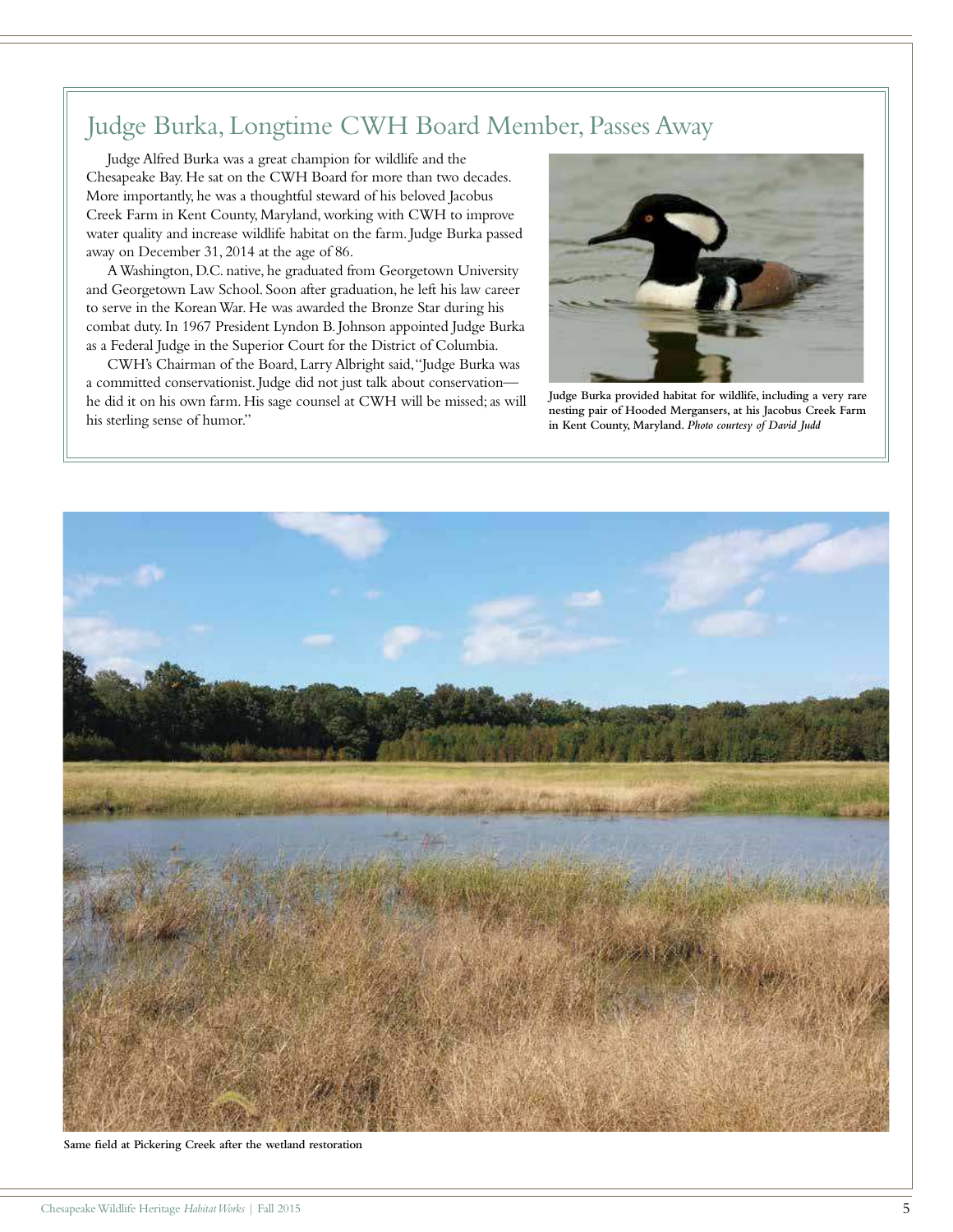## Judge Burka, Longtime CWH Board Member, Passes Away

Judge Alfred Burka was a great champion for wildlife and the Chesapeake Bay. He sat on the CWH Board for more than two decades. More importantly, he was a thoughtful steward of his beloved Jacobus Creek Farm in Kent County, Maryland, working with CWH to improve water quality and increase wildlife habitat on the farm. Judge Burka passed away on December 31, 2014 at the age of 86.

A Washington, D.C. native, he graduated from Georgetown University and Georgetown Law School. Soon after graduation, he left his law career to serve in the Korean War. He was awarded the Bronze Star during his combat duty. In 1967 President Lyndon B. Johnson appointed Judge Burka as a Federal Judge in the Superior Court for the District of Columbia.

CWH's Chairman of the Board, Larry Albright said, "Judge Burka was a committed conservationist. Judge did not just talk about conservation—he did it on his own farm. His sage counsel at CWH will be missed; as will his sterling sense of humor."

**Judge Burka provided habitat for wildlife, including a very rare nesting pair of Hooded Mergansers, at his Jacobus Creek Farm in Kent County, Maryland.** ***Photo courtesy of David Judd***

**Same field at Pickering Creek after the wetland restoration**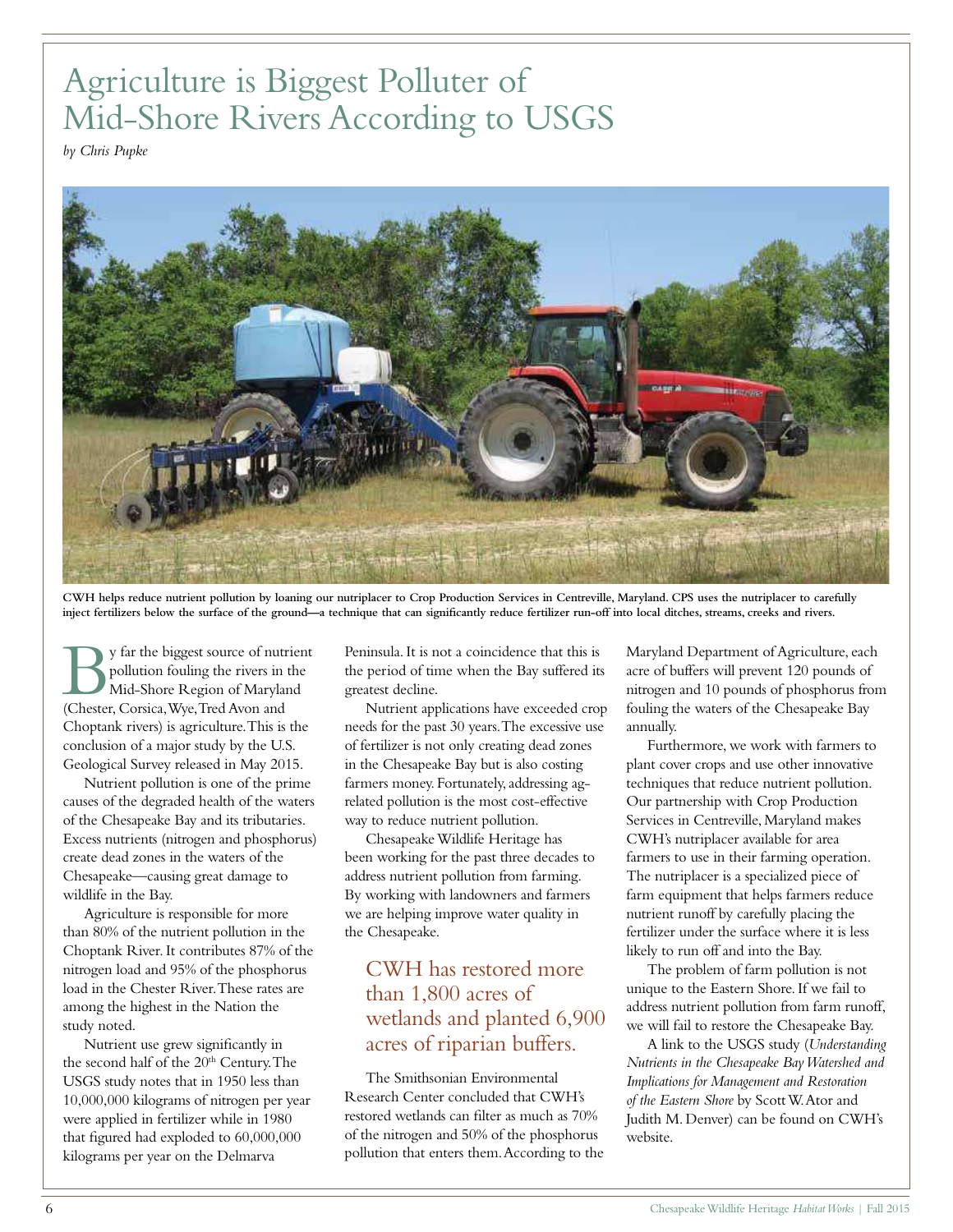# Agriculture is Biggest Polluter of Mid-Shore Rivers According to USGS

*by Chris Pupke*

**CWH helps reduce nutrient pollution by loaning our nutriplacer to Crop Production Services in Centreville, Maryland. CPS uses the nutriplacer to carefully inject fertilizers below the surface of the ground—a technique that can significantly reduce fertilizer run-off into local ditches, streams, creeks and rivers.**

By far the biggest source of nutrient pollution fouling the rivers in the Mid-Shore Region of Maryland (Chester, Corsica, Wye, Tred Avon and Choptank rivers) is agriculture. This is the conclusion of a major study by the U.S. Geological Survey released in May 2015.

Nutrient pollution is one of the prime causes of the degraded health of the waters of the Chesapeake Bay and its tributaries. Excess nutrients (nitrogen and phosphorus) create dead zones in the waters of the Chesapeake—causing great damage to wildlife in the Bay.

Agriculture is responsible for more than 80% of the nutrient pollution in the Choptank River. It contributes 87% of the nitrogen load and 95% of the phosphorus load in the Chester River. These rates are among the highest in the Nation the study noted.

Nutrient use grew significantly in the second half of the 20th Century. The USGS study notes that in 1950 less than 10,000,000 kilograms of nitrogen per year were applied in fertilizer while in 1980 that figured had exploded to 60,000,000 kilograms per year on the Delmarva Peninsula. It is not a coincidence that this is the period of time when the Bay suffered its greatest decline.

Nutrient applications have exceeded crop needs for the past 30 years. The excessive use of fertilizer is not only creating dead zones in the Chesapeake Bay but is also costing farmers money. Fortunately, addressing ag-related pollution is the most cost-effective way to reduce nutrient pollution.

Chesapeake Wildlife Heritage has been working for the past three decades to address nutrient pollution from farming. By working with landowners and farmers we are helping improve water quality in the Chesapeake.

> CWH has restored more than 1,800 acres of wetlands and planted 6,900 acres of riparian buffers.

The Smithsonian Environmental Research Center concluded that CWH's restored wetlands can filter as much as 70% of the nitrogen and 50% of the phosphorus pollution that enters them. According to the Maryland Department of Agriculture, each acre of buffers will prevent 120 pounds of nitrogen and 10 pounds of phosphorus from fouling the waters of the Chesapeake Bay annually.

Furthermore, we work with farmers to plant cover crops and use other innovative techniques that reduce nutrient pollution. Our partnership with Crop Production Services in Centreville, Maryland makes CWH's nutriplacer available for area farmers to use in their farming operation. The nutriplacer is a specialized piece of farm equipment that helps farmers reduce nutrient runoff by carefully placing the fertilizer under the surface where it is less likely to run off and into the Bay.

The problem of farm pollution is not unique to the Eastern Shore. If we fail to address nutrient pollution from farm runoff, we will fail to restore the Chesapeake Bay.

A link to the USGS study (*Understanding Nutrients in the Chesapeake Bay Watershed and Implications for Management and Restoration of the Eastern Shore* by Scott W. Ator and Judith M. Denver) can be found on CWH's website.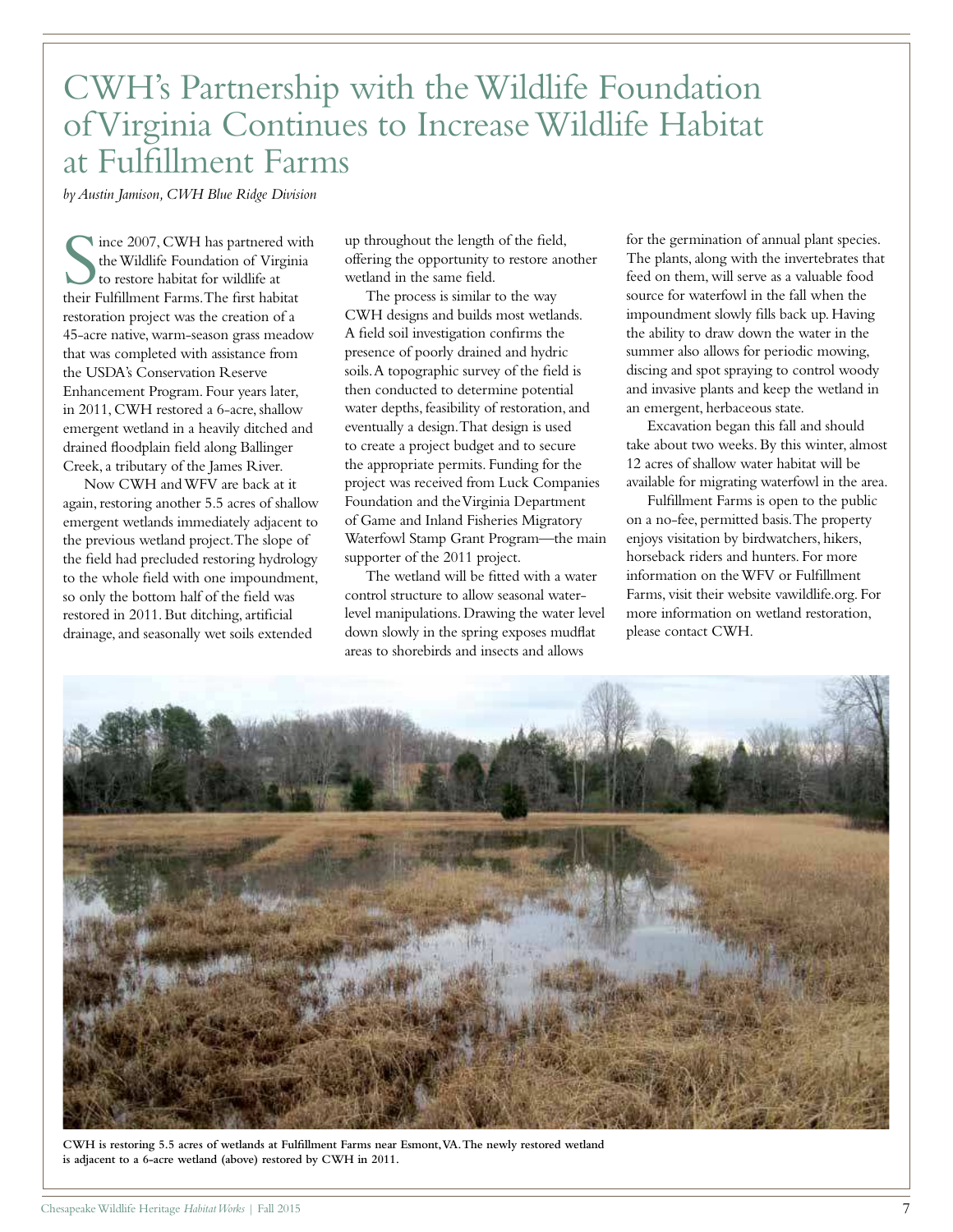# CWH's Partnership with the Wildlife Foundation of Virginia Continues to Increase Wildlife Habitat at Fulfillment Farms

*by Austin Jamison, CWH Blue Ridge Division*

Since 2007, CWH has partnered with the Wildlife Foundation of Virginia to restore habitat for wildlife at their Fulfillment Farms. The first habitat restoration project was the creation of a 45-acre native, warm-season grass meadow that was completed with assistance from the USDA's Conservation Reserve Enhancement Program. Four years later, in 2011, CWH restored a 6-acre, shallow emergent wetland in a heavily ditched and drained floodplain field along Ballinger Creek, a tributary of the James River.

Now CWH and WFV are back at it again, restoring another 5.5 acres of shallow emergent wetlands immediately adjacent to the previous wetland project. The slope of the field had precluded restoring hydrology to the whole field with one impoundment, so only the bottom half of the field was restored in 2011. But ditching, artificial drainage, and seasonally wet soils extended up throughout the length of the field, offering the opportunity to restore another wetland in the same field.

The process is similar to the way CWH designs and builds most wetlands. A field soil investigation confirms the presence of poorly drained and hydric soils. A topographic survey of the field is then conducted to determine potential water depths, feasibility of restoration, and eventually a design. That design is used to create a project budget and to secure the appropriate permits. Funding for the project was received from Luck Companies Foundation and the Virginia Department of Game and Inland Fisheries Migratory Waterfowl Stamp Grant Program—the main supporter of the 2011 project.

The wetland will be fitted with a water control structure to allow seasonal water-level manipulations. Drawing the water level down slowly in the spring exposes mudflat areas to shorebirds and insects and allows for the germination of annual plant species. The plants, along with the invertebrates that feed on them, will serve as a valuable food source for waterfowl in the fall when the impoundment slowly fills back up. Having the ability to draw down the water in the summer also allows for periodic mowing, discing and spot spraying to control woody and invasive plants and keep the wetland in an emergent, herbaceous state.

Excavation began this fall and should take about two weeks. By this winter, almost 12 acres of shallow water habitat will be available for migrating waterfowl in the area.

Fulfillment Farms is open to the public on a no-fee, permitted basis. The property enjoys visitation by birdwatchers, hikers, horseback riders and hunters. For more information on the WFV or Fulfillment Farms, visit their website vawildlife.org. For more information on wetland restoration, please contact CWH.

**CWH is restoring 5.5 acres of wetlands at Fulfillment Farms near Esmont, VA. The newly restored wetland is adjacent to a 6-acre wetland (above) restored by CWH in 2011.**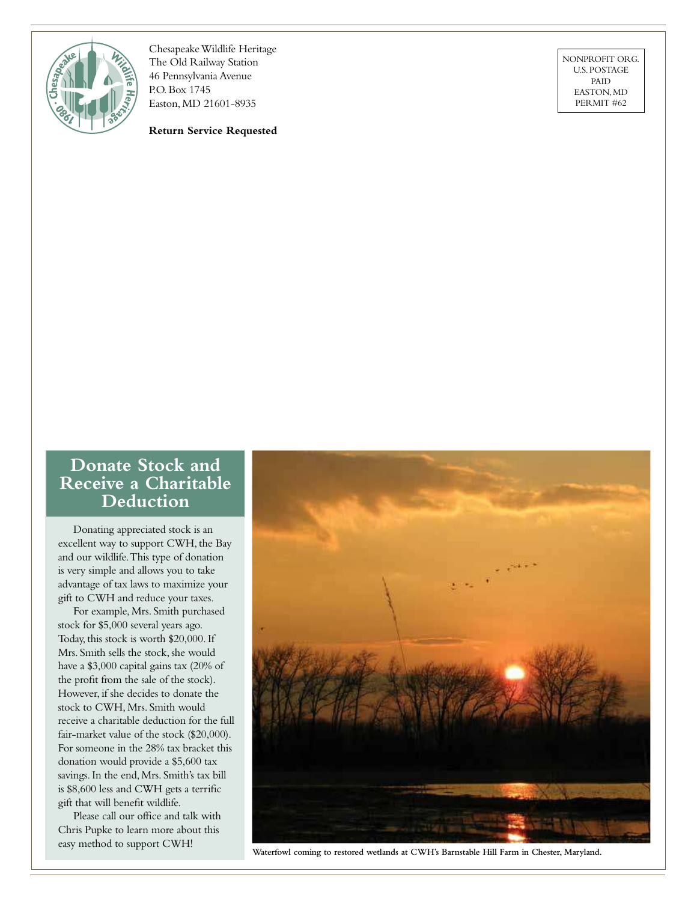Chesapeake Wildlife Heritage
The Old Railway Station
46 Pennsylvania Avenue
P.O. Box 1745
Easton, MD 21601-8935

**Return Service Requested**

NONPROFIT ORG.
U.S. POSTAGE
PAID
EASTON, MD
PERMIT #62

## Donate Stock and Receive a Charitable Deduction

Donating appreciated stock is an excellent way to support CWH, the Bay and our wildlife. This type of donation is very simple and allows you to take advantage of tax laws to maximize your gift to CWH and reduce your taxes.

For example, Mrs. Smith purchased stock for $5,000 several years ago. Today, this stock is worth $20,000. If Mrs. Smith sells the stock, she would have a $3,000 capital gains tax (20% of the profit from the sale of the stock). However, if she decides to donate the stock to CWH, Mrs. Smith would receive a charitable deduction for the full fair-market value of the stock ($20,000). For someone in the 28% tax bracket this donation would provide a $5,600 tax savings. In the end, Mrs. Smith's tax bill is $8,600 less and CWH gets a terrific gift that will benefit wildlife.

Please call our office and talk with Chris Pupke to learn more about this easy method to support CWH!

**Waterfowl coming to restored wetlands at CWH's Barnstable Hill Farm in Chester, Maryland.**